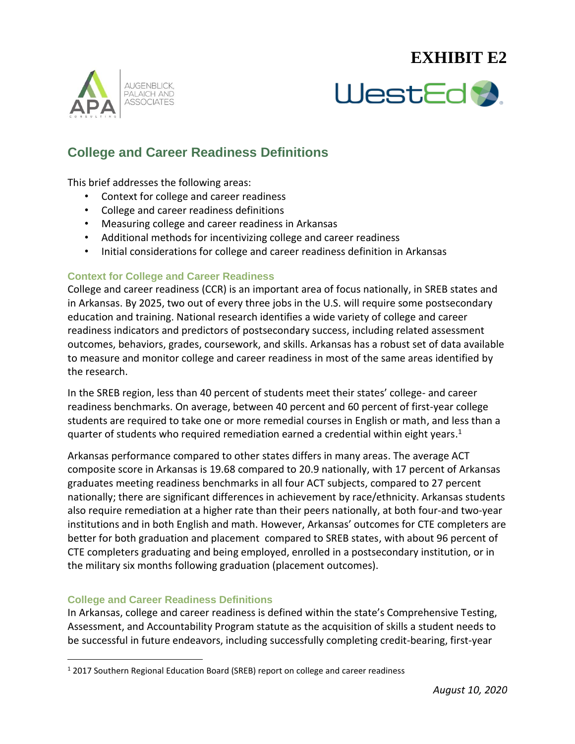**EXHIBIT E2**

AUGENBLICK, PALAICH AND ASSOCIATES

WestEd

## College and Career Readiness Definitions

This brief addresses the following areas:

- Context for college and career readiness
- College and career readiness definitions
- Measuring college and career readiness in Arkansas
- Additional methods for incentivizing college and career readiness
- Initial considerations for college and career readiness definition in Arkansas

### Context for College and Career Readiness

College and career readiness (CCR) is an important area of focus nationally, in SREB states and in Arkansas. By 2025, two out of every three jobs in the U.S. will require some postsecondary education and training. National research identifies a wide variety of college and career readiness indicators and predictors of postsecondary success, including related assessment outcomes, behaviors, grades, coursework, and skills. Arkansas has a robust set of data available to measure and monitor college and career readiness in most of the same areas identified by the research.

In the SREB region, less than 40 percent of students meet their states' college- and career readiness benchmarks. On average, between 40 percent and 60 percent of first-year college students are required to take one or more remedial courses in English or math, and less than a quarter of students who required remediation earned a credential within eight years.[1]

Arkansas performance compared to other states differs in many areas. The average ACT composite score in Arkansas is 19.68 compared to 20.9 nationally, with 17 percent of Arkansas graduates meeting readiness benchmarks in all four ACT subjects, compared to 27 percent nationally; there are significant differences in achievement by race/ethnicity. Arkansas students also require remediation at a higher rate than their peers nationally, at both four-and two-year institutions and in both English and math. However, Arkansas' outcomes for CTE completers are better for both graduation and placement compared to SREB states, with about 96 percent of CTE completers graduating and being employed, enrolled in a postsecondary institution, or in the military six months following graduation (placement outcomes).

### College and Career Readiness Definitions

In Arkansas, college and career readiness is defined within the state's Comprehensive Testing, Assessment, and Accountability Program statute as the acquisition of skills a student needs to be successful in future endeavors, including successfully completing credit-bearing, first-year

[1] 2017 Southern Regional Education Board (SREB) report on college and career readiness

*August 10, 2020*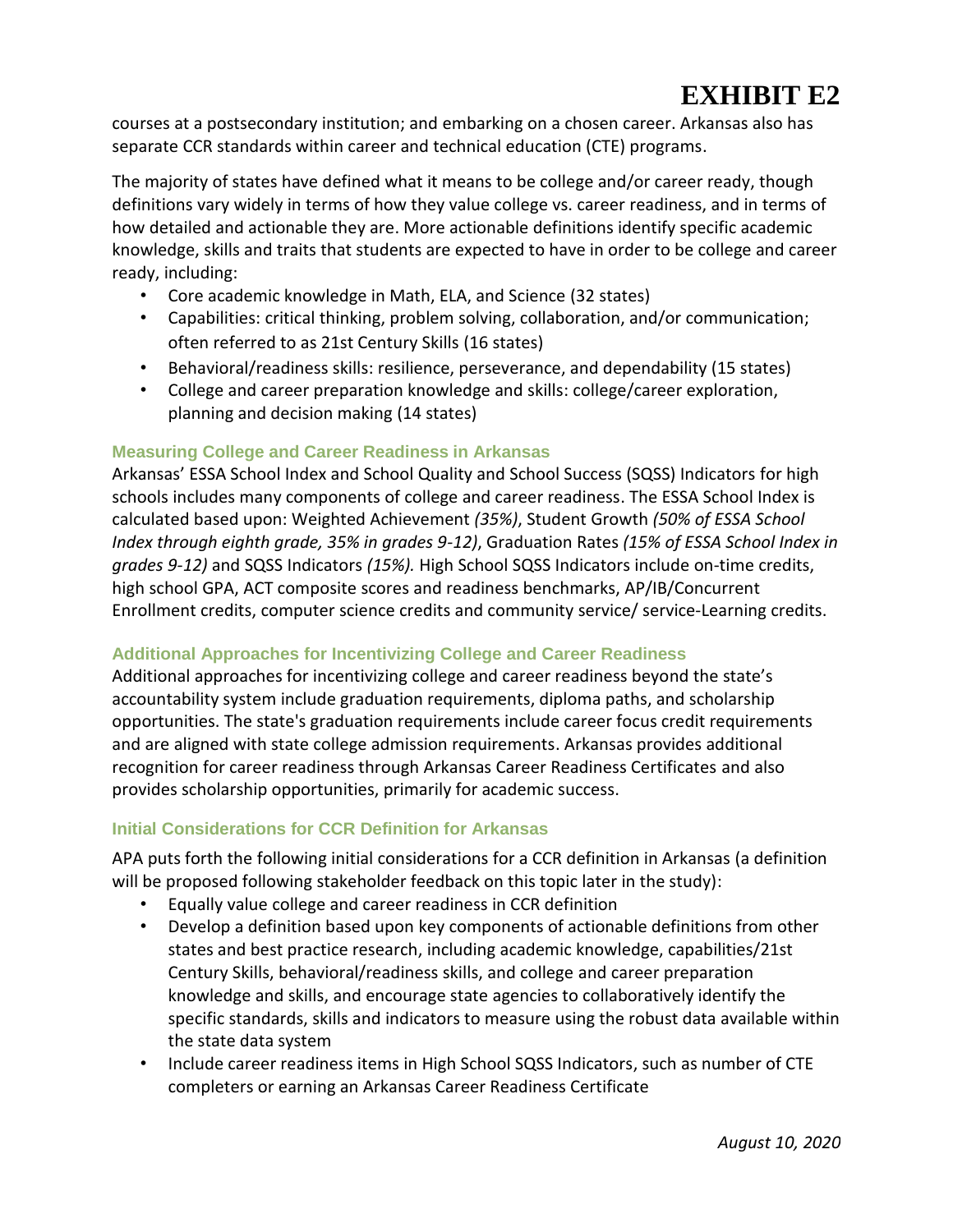courses at a postsecondary institution; and embarking on a chosen career. Arkansas also has separate CCR standards within career and technical education (CTE) programs.

The majority of states have defined what it means to be college and/or career ready, though definitions vary widely in terms of how they value college vs. career readiness, and in terms of how detailed and actionable they are. More actionable definitions identify specific academic knowledge, skills and traits that students are expected to have in order to be college and career ready, including:

- Core academic knowledge in Math, ELA, and Science (32 states)
- Capabilities: critical thinking, problem solving, collaboration, and/or communication; often referred to as 21st Century Skills (16 states)
- Behavioral/readiness skills: resilience, perseverance, and dependability (15 states)
- College and career preparation knowledge and skills: college/career exploration, planning and decision making (14 states)

### Measuring College and Career Readiness in Arkansas

Arkansas' ESSA School Index and School Quality and School Success (SQSS) Indicators for high schools includes many components of college and career readiness. The ESSA School Index is calculated based upon: Weighted Achievement *(35%)*, Student Growth *(50% of ESSA School Index through eighth grade, 35% in grades 9-12)*, Graduation Rates *(15% of ESSA School Index in grades 9-12)* and SQSS Indicators *(15%).* High School SQSS Indicators include on-time credits, high school GPA, ACT composite scores and readiness benchmarks, AP/IB/Concurrent Enrollment credits, computer science credits and community service/ service-Learning credits.

### Additional Approaches for Incentivizing College and Career Readiness

Additional approaches for incentivizing college and career readiness beyond the state's accountability system include graduation requirements, diploma paths, and scholarship opportunities. The state's graduation requirements include career focus credit requirements and are aligned with state college admission requirements. Arkansas provides additional recognition for career readiness through Arkansas Career Readiness Certificates and also provides scholarship opportunities, primarily for academic success.

### Initial Considerations for CCR Definition for Arkansas

APA puts forth the following initial considerations for a CCR definition in Arkansas (a definition will be proposed following stakeholder feedback on this topic later in the study):

- Equally value college and career readiness in CCR definition
- Develop a definition based upon key components of actionable definitions from other states and best practice research, including academic knowledge, capabilities/21st Century Skills, behavioral/readiness skills, and college and career preparation knowledge and skills, and encourage state agencies to collaboratively identify the specific standards, skills and indicators to measure using the robust data available within the state data system
- Include career readiness items in High School SQSS Indicators, such as number of CTE completers or earning an Arkansas Career Readiness Certificate